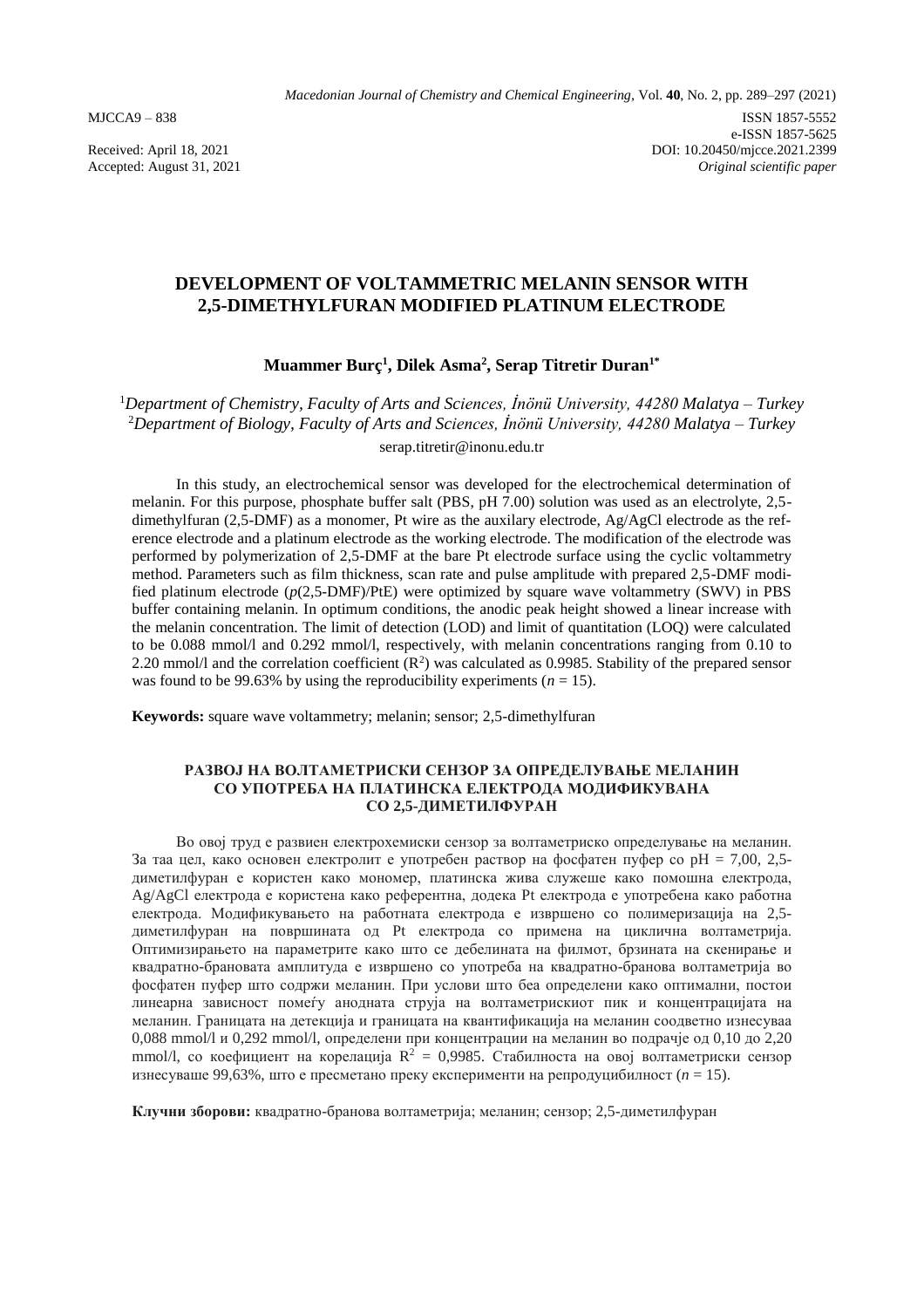MJCCA9 – 838

ISSN 1857-5552
e-ISSN 1857-5625
DOI: 10.20450/mjcce.2021.2399
*Original scientific paper*

Received: April 18, 2021
Accepted: August 31, 2021

# DEVELOPMENT OF VOLTAMMETRIC MELANIN SENSOR WITH 2,5-DIMETHYLFURAN MODIFIED PLATINUM ELECTRODE

**Muammer Burç[1], Dilek Asma[2], Serap Titretir Duran[1*]**

[1]*Department of Chemistry, Faculty of Arts and Sciences, İnönü University, 44280 Malatya – Turkey*
[2]*Department of Biology, Faculty of Arts and Sciences, İnönü University, 44280 Malatya – Turkey*
serap.titretir@inonu.edu.tr

In this study, an electrochemical sensor was developed for the electrochemical determination of melanin. For this purpose, phosphate buffer salt (PBS, pH 7.00) solution was used as an electrolyte, 2,5-dimethylfuran (2,5-DMF) as a monomer, Pt wire as the auxilary electrode, Ag/AgCl electrode as the reference electrode and a platinum electrode as the working electrode. The modification of the electrode was performed by polymerization of 2,5-DMF at the bare Pt electrode surface using the cyclic voltammetry method. Parameters such as film thickness, scan rate and pulse amplitude with prepared 2,5-DMF modified platinum electrode (*p*(2,5-DMF)/PtE) were optimized by square wave voltammetry (SWV) in PBS buffer containing melanin. In optimum conditions, the anodic peak height showed a linear increase with the melanin concentration. The limit of detection (LOD) and limit of quantitation (LOQ) were calculated to be 0.088 mmol/l and 0.292 mmol/l, respectively, with melanin concentrations ranging from 0.10 to 2.20 mmol/l and the correlation coefficient ($R^2$) was calculated as 0.9985. Stability of the prepared sensor was found to be 99.63% by using the reproducibility experiments ($n$ = 15).

**Keywords:** square wave voltammetry; melanin; sensor; 2,5-dimethylfuran

### РАЗВОЈ НА ВОЛТАМЕТРИСКИ СЕНЗОР ЗА ОПРЕДЕЛУВАЊЕ МЕЛАНИН СО УПОТРЕБА НА ПЛАТИНСКА ЕЛЕКТРОДА МОДИФИКУВАНА СО 2,5-ДИМЕТИЛФУРАН

Во овој труд е развиен електрохемиски сензор за волтаметриско определување на меланин. За таа цел, како основен електролит е употребен раствор на фосфатен пуфер со pH = 7,00, 2,5-диметилфуран е користен како мономер, платинска жива служеше како помошна електрода, Ag/AgCl електрода е користена како референтна, додека Pt електрода е употребена како работна електрода. Модификувањето на работната електрода е извршено со полимеризација на 2,5-диметилфуран на површината од Pt електрода со примена на циклична волтаметрија. Оптимизирањето на параметрите како што се дебелината на филмот, брзината на скенирање и квадратно-брановата амплитуда е извршено со употреба на квадратно-бранова волтаметрија во фосфатен пуфер што содржи меланин. При услови што беа определени како оптимални, постои линеарна зависност помеѓу анодната струја на волтаметрискиот пик и концентрацијата на меланин. Границата на детекција и границата на квантификација на меланин соодветно изнесуваа 0,088 mmol/l и 0,292 mmol/l, определени при концентрации на меланин во подрачје од 0,10 до 2,20 mmol/l, со коефициент на корелација $R^2$ = 0,9985. Стабилноста на овој волтаметриски сензор изнесуваше 99,63%, што е пресметано преку експерименти на репродуцибилност ($n$ = 15).

**Клучни зборови:** квадратно-бранова волтаметрија; меланин; сензор; 2,5-диметилфуран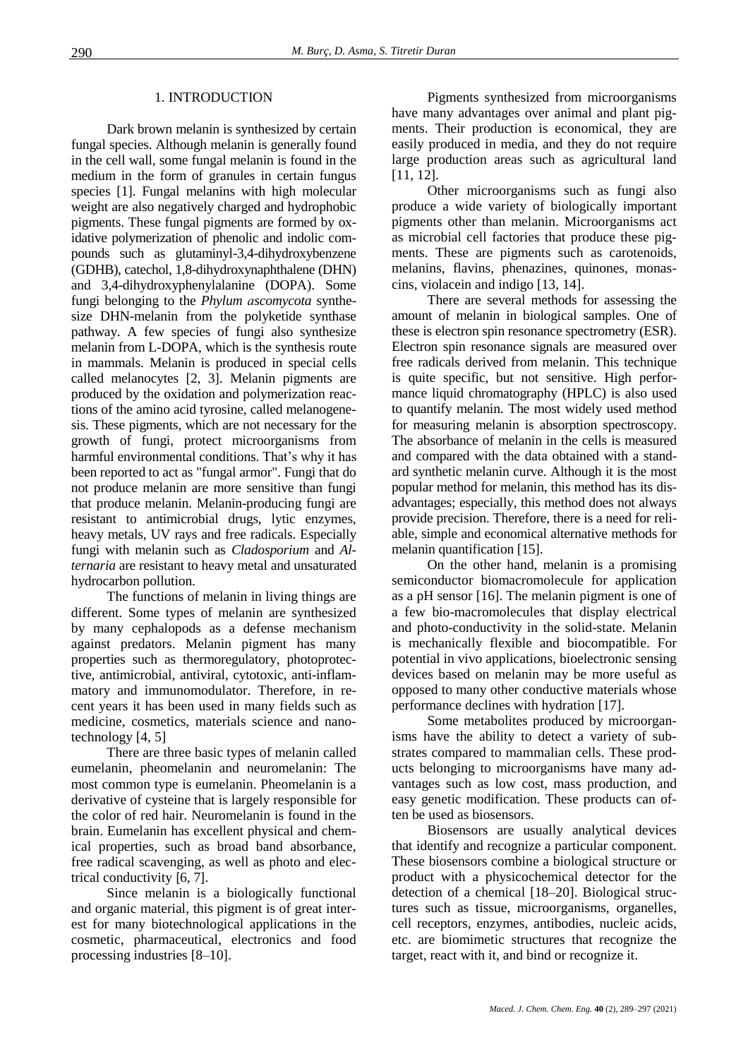## 1. INTRODUCTION

Dark brown melanin is synthesized by certain fungal species. Although melanin is generally found in the cell wall, some fungal melanin is found in the medium in the form of granules in certain fungus species [1]. Fungal melanins with high molecular weight are also negatively charged and hydrophobic pigments. These fungal pigments are formed by oxidative polymerization of phenolic and indolic compounds such as glutaminyl-3,4-dihydroxybenzene (GDHB), catechol, 1,8-dihydroxynaphthalene (DHN) and 3,4-dihydroxyphenylalanine (DOPA). Some fungi belonging to the *Phylum ascomycota* synthesize DHN-melanin from the polyketide synthase pathway. A few species of fungi also synthesize melanin from L-DOPA, which is the synthesis route in mammals. Melanin is produced in special cells called melanocytes [2, 3]. Melanin pigments are produced by the oxidation and polymerization reactions of the amino acid tyrosine, called melanogenesis. These pigments, which are not necessary for the growth of fungi, protect microorganisms from harmful environmental conditions. That's why it has been reported to act as "fungal armor". Fungi that do not produce melanin are more sensitive than fungi that produce melanin. Melanin-producing fungi are resistant to antimicrobial drugs, lytic enzymes, heavy metals, UV rays and free radicals. Especially fungi with melanin such as *Cladosporium* and *Alternaria* are resistant to heavy metal and unsaturated hydrocarbon pollution.

The functions of melanin in living things are different. Some types of melanin are synthesized by many cephalopods as a defense mechanism against predators. Melanin pigment has many properties such as thermoregulatory, photoprotective, antimicrobial, antiviral, cytotoxic, anti-inflammatory and immunomodulator. Therefore, in recent years it has been used in many fields such as medicine, cosmetics, materials science and nanotechnology [4, 5]

There are three basic types of melanin called eumelanin, pheomelanin and neuromelanin: The most common type is eumelanin. Pheomelanin is a derivative of cysteine that is largely responsible for the color of red hair. Neuromelanin is found in the brain. Eumelanin has excellent physical and chemical properties, such as broad band absorbance, free radical scavenging, as well as photo and electrical conductivity [6, 7].

Since melanin is a biologically functional and organic material, this pigment is of great interest for many biotechnological applications in the cosmetic, pharmaceutical, electronics and food processing industries [8–10].

Pigments synthesized from microorganisms have many advantages over animal and plant pigments. Their production is economical, they are easily produced in media, and they do not require large production areas such as agricultural land [11, 12].

Other microorganisms such as fungi also produce a wide variety of biologically important pigments other than melanin. Microorganisms act as microbial cell factories that produce these pigments. These are pigments such as carotenoids, melanins, flavins, phenazines, quinones, monascins, violacein and indigo [13, 14].

There are several methods for assessing the amount of melanin in biological samples. One of these is electron spin resonance spectrometry (ESR). Electron spin resonance signals are measured over free radicals derived from melanin. This technique is quite specific, but not sensitive. High performance liquid chromatography (HPLC) is also used to quantify melanin. The most widely used method for measuring melanin is absorption spectroscopy. The absorbance of melanin in the cells is measured and compared with the data obtained with a standard synthetic melanin curve. Although it is the most popular method for melanin, this method has its disadvantages; especially, this method does not always provide precision. Therefore, there is a need for reliable, simple and economical alternative methods for melanin quantification [15].

On the other hand, melanin is a promising semiconductor biomacromolecule for application as a pH sensor [16]. The melanin pigment is one of a few bio-macromolecules that display electrical and photo-conductivity in the solid-state. Melanin is mechanically flexible and biocompatible. For potential in vivo applications, bioelectronic sensing devices based on melanin may be more useful as opposed to many other conductive materials whose performance declines with hydration [17].

Some metabolites produced by microorganisms have the ability to detect a variety of substrates compared to mammalian cells. These products belonging to microorganisms have many advantages such as low cost, mass production, and easy genetic modification. These products can often be used as biosensors.

Biosensors are usually analytical devices that identify and recognize a particular component. These biosensors combine a biological structure or product with a physicochemical detector for the detection of a chemical [18–20]. Biological structures such as tissue, microorganisms, organelles, cell receptors, enzymes, antibodies, nucleic acids, etc. are biomimetic structures that recognize the target, react with it, and bind or recognize it.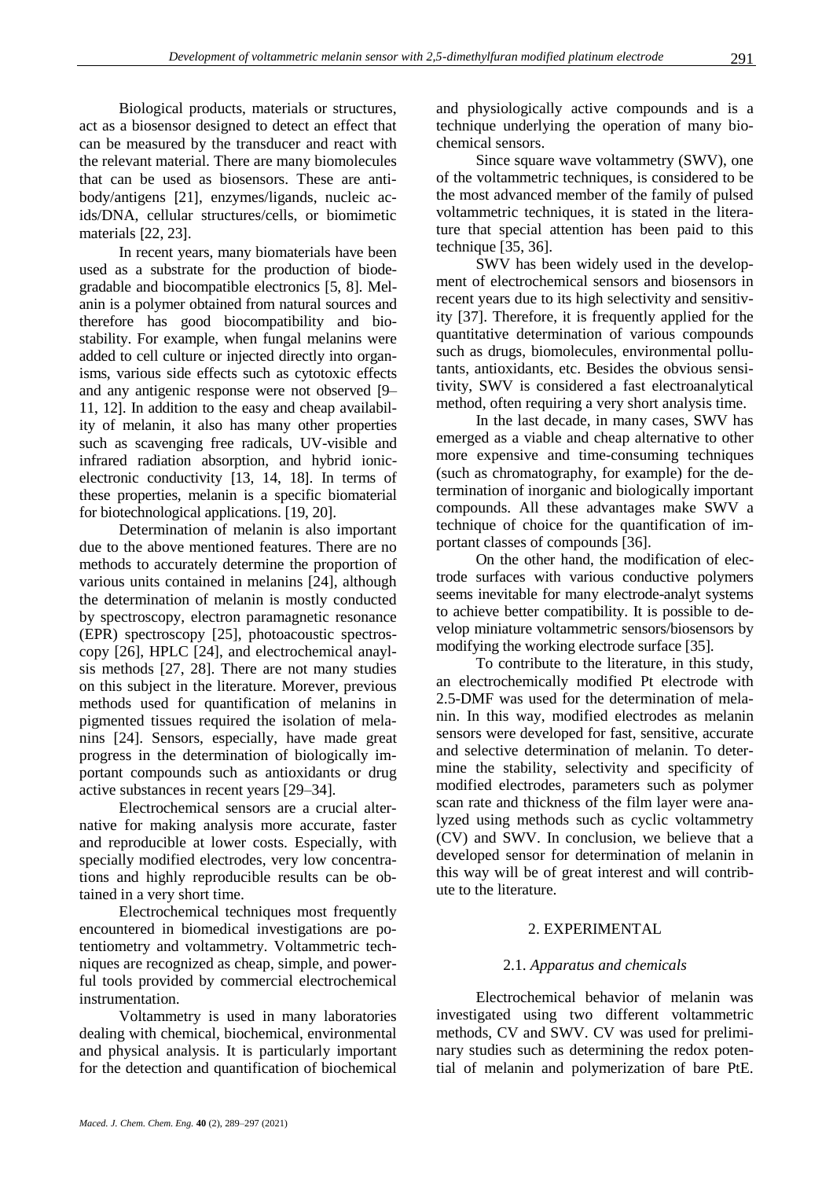Biological products, materials or structures, act as a biosensor designed to detect an effect that can be measured by the transducer and react with the relevant material. There are many biomolecules that can be used as biosensors. These are antibody/antigens [21], enzymes/ligands, nucleic acids/DNA, cellular structures/cells, or biomimetic materials [22, 23].

In recent years, many biomaterials have been used as a substrate for the production of biodegradable and biocompatible electronics [5, 8]. Melanin is a polymer obtained from natural sources and therefore has good biocompatibility and biostability. For example, when fungal melanins were added to cell culture or injected directly into organisms, various side effects such as cytotoxic effects and any antigenic response were not observed [9–11, 12]. In addition to the easy and cheap availability of melanin, it also has many other properties such as scavenging free radicals, UV-visible and infrared radiation absorption, and hybrid ionic-electronic conductivity [13, 14, 18]. In terms of these properties, melanin is a specific biomaterial for biotechnological applications. [19, 20].

Determination of melanin is also important due to the above mentioned features. There are no methods to accurately determine the proportion of various units contained in melanins [24], although the determination of melanin is mostly conducted by spectroscopy, electron paramagnetic resonance (EPR) spectroscopy [25], photoacoustic spectroscopy [26], HPLC [24], and electrochemical anaylsis methods [27, 28]. There are not many studies on this subject in the literature. Morever, previous methods used for quantification of melanins in pigmented tissues required the isolation of melanins [24]. Sensors, especially, have made great progress in the determination of biologically important compounds such as antioxidants or drug active substances in recent years [29–34].

Electrochemical sensors are a crucial alternative for making analysis more accurate, faster and reproducible at lower costs. Especially, with specially modified electrodes, very low concentrations and highly reproducible results can be obtained in a very short time.

Electrochemical techniques most frequently encountered in biomedical investigations are potentiometry and voltammetry. Voltammetric techniques are recognized as cheap, simple, and powerful tools provided by commercial electrochemical instrumentation.

Voltammetry is used in many laboratories dealing with chemical, biochemical, environmental and physical analysis. It is particularly important for the detection and quantification of biochemical and physiologically active compounds and is a technique underlying the operation of many biochemical sensors.

Since square wave voltammetry (SWV), one of the voltammetric techniques, is considered to be the most advanced member of the family of pulsed voltammetric techniques, it is stated in the literature that special attention has been paid to this technique [35, 36].

SWV has been widely used in the development of electrochemical sensors and biosensors in recent years due to its high selectivity and sensitivity [37]. Therefore, it is frequently applied for the quantitative determination of various compounds such as drugs, biomolecules, environmental pollutants, antioxidants, etc. Besides the obvious sensitivity, SWV is considered a fast electroanalytical method, often requiring a very short analysis time.

In the last decade, in many cases, SWV has emerged as a viable and cheap alternative to other more expensive and time-consuming techniques (such as chromatography, for example) for the determination of inorganic and biologically important compounds. All these advantages make SWV a technique of choice for the quantification of important classes of compounds [36].

On the other hand, the modification of electrode surfaces with various conductive polymers seems inevitable for many electrode-analyt systems to achieve better compatibility. It is possible to develop miniature voltammetric sensors/biosensors by modifying the working electrode surface [35].

To contribute to the literature, in this study, an electrochemically modified Pt electrode with 2.5-DMF was used for the determination of melanin. In this way, modified electrodes as melanin sensors were developed for fast, sensitive, accurate and selective determination of melanin. To determine the stability, selectivity and specificity of modified electrodes, parameters such as polymer scan rate and thickness of the film layer were analyzed using methods such as cyclic voltammetry (CV) and SWV. In conclusion, we believe that a developed sensor for determination of melanin in this way will be of great interest and will contribute to the literature.

## 2. EXPERIMENTAL

### 2.1. *Apparatus and chemicals*

Electrochemical behavior of melanin was investigated using two different voltammetric methods, CV and SWV. CV was used for preliminary studies such as determining the redox potential of melanin and polymerization of bare PtE.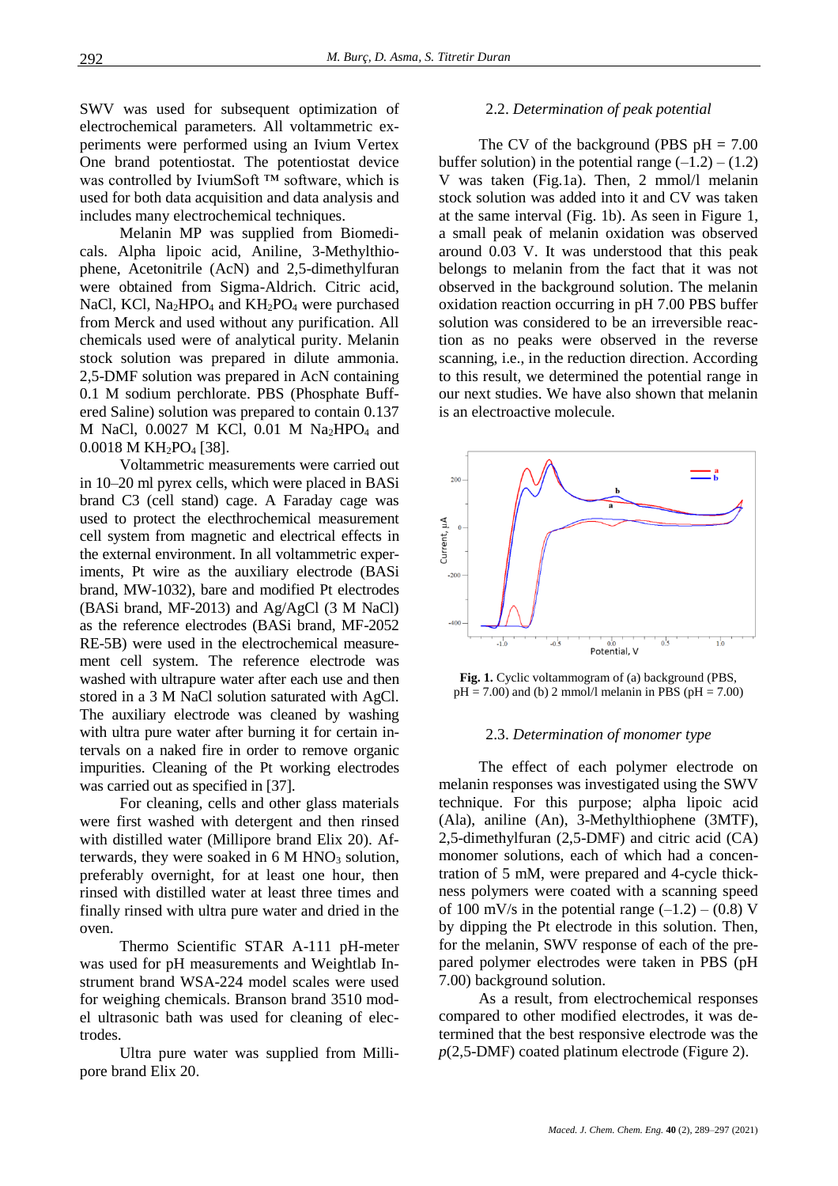SWV was used for subsequent optimization of electrochemical parameters. All voltammetric experiments were performed using an Ivium Vertex One brand potentiostat. The potentiostat device was controlled by IviumSoft ™ software, which is used for both data acquisition and data analysis and includes many electrochemical techniques.

Melanin MP was supplied from Biomedicals. Alpha lipoic acid, Aniline, 3-Methylthiophene, Acetonitrile (AcN) and 2,5-dimethylfuran were obtained from Sigma-Aldrich. Citric acid, NaCl, KCl, $Na_2HPO_4$ and $KH_2PO_4$ were purchased from Merck and used without any purification. All chemicals used were of analytical purity. Melanin stock solution was prepared in dilute ammonia. 2,5-DMF solution was prepared in AcN containing 0.1 M sodium perchlorate. PBS (Phosphate Buffered Saline) solution was prepared to contain 0.137 M NaCl, 0.0027 M KCl, 0.01 M $Na_2HPO_4$ and 0.0018 M $KH_2PO_4$ [38].

Voltammetric measurements were carried out in 10–20 ml pyrex cells, which were placed in BASi brand C3 (cell stand) cage. A Faraday cage was used to protect the electhrochemical measurement cell system from magnetic and electrical effects in the external environment. In all voltammetric experiments, Pt wire as the auxiliary electrode (BASi brand, MW-1032), bare and modified Pt electrodes (BASi brand, MF-2013) and Ag/AgCl (3 M NaCl) as the reference electrodes (BASi brand, MF-2052 RE-5B) were used in the electrochemical measurement cell system. The reference electrode was washed with ultrapure water after each use and then stored in a 3 M NaCl solution saturated with AgCl. The auxiliary electrode was cleaned by washing with ultra pure water after burning it for certain intervals on a naked fire in order to remove organic impurities. Cleaning of the Pt working electrodes was carried out as specified in [37].

For cleaning, cells and other glass materials were first washed with detergent and then rinsed with distilled water (Millipore brand Elix 20). Afterwards, they were soaked in 6 M $HNO_3$ solution, preferably overnight, for at least one hour, then rinsed with distilled water at least three times and finally rinsed with ultra pure water and dried in the oven.

Thermo Scientific STAR A-111 pH-meter was used for pH measurements and Weightlab Instrument brand WSA-224 model scales were used for weighing chemicals. Branson brand 3510 model ultrasonic bath was used for cleaning of electrodes.

Ultra pure water was supplied from Millipore brand Elix 20.

### 2.2. *Determination of peak potential*

The CV of the background (PBS pH = 7.00 buffer solution) in the potential range (–1.2) – (1.2) V was taken (Fig.1a). Then, 2 mmol/l melanin stock solution was added into it and CV was taken at the same interval (Fig. 1b). As seen in Figure 1, a small peak of melanin oxidation was observed around 0.03 V. It was understood that this peak belongs to melanin from the fact that it was not observed in the background solution. The melanin oxidation reaction occurring in pH 7.00 PBS buffer solution was considered to be an irreversible reaction as no peaks were observed in the reverse scanning, i.e., in the reduction direction. According to this result, we determined the potential range in our next studies. We have also shown that melanin is an electroactive molecule.

**Fig. 1.** Cyclic voltammogram of (a) background (PBS, pH = 7.00) and (b) 2 mmol/l melanin in PBS (pH = 7.00)

### 2.3. *Determination of monomer type*

The effect of each polymer electrode on melanin responses was investigated using the SWV technique. For this purpose; alpha lipoic acid (Ala), aniline (An), 3-Methylthiophene (3MTF), 2,5-dimethylfuran (2,5-DMF) and citric acid (CA) monomer solutions, each of which had a concentration of 5 mM, were prepared and 4-cycle thickness polymers were coated with a scanning speed of 100 mV/s in the potential range (–1.2) – (0.8) V by dipping the Pt electrode in this solution. Then, for the melanin, SWV response of each of the prepared polymer electrodes were taken in PBS (pH 7.00) background solution.

As a result, from electrochemical responses compared to other modified electrodes, it was determined that the best responsive electrode was the *p*(2,5-DMF) coated platinum electrode (Figure 2).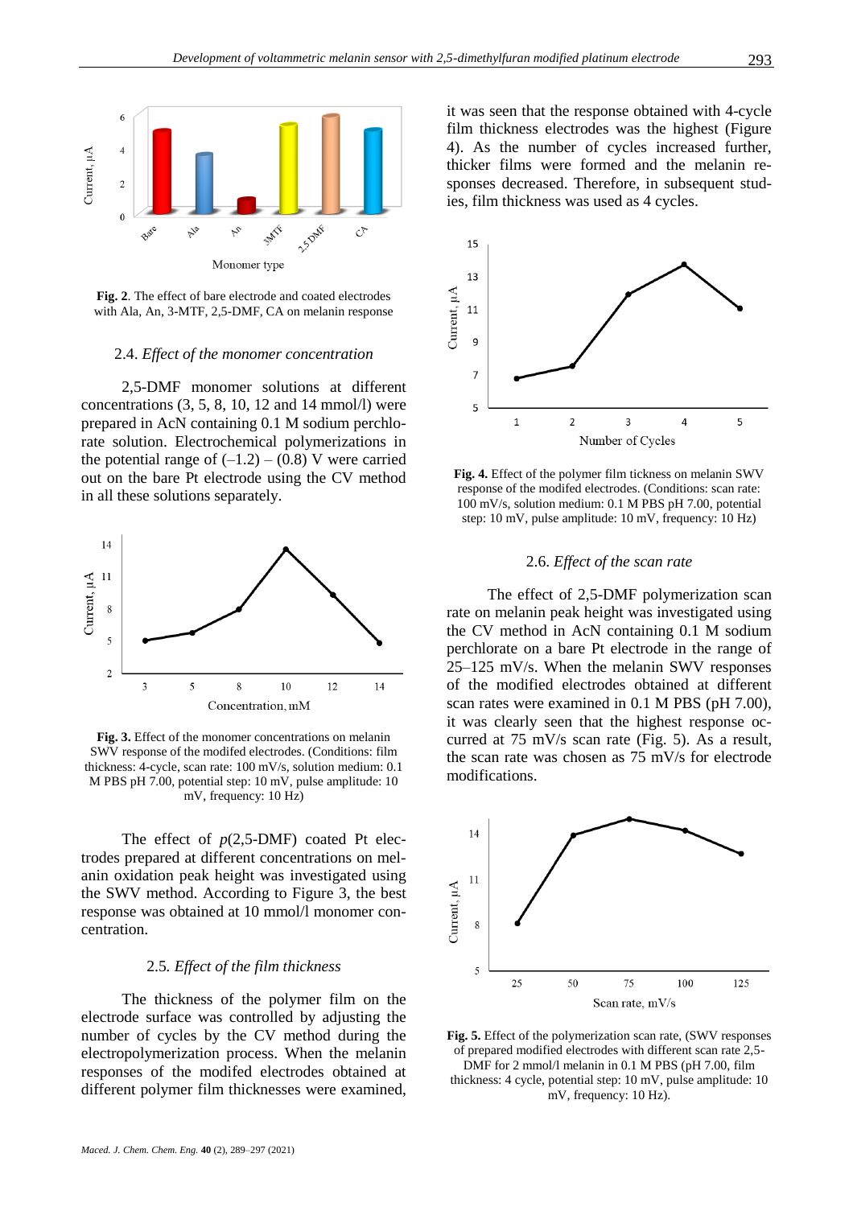**Fig. 2**. The effect of bare electrode and coated electrodes with Ala, An, 3-MTF, 2,5-DMF, CA on melanin response

### 2.4. *Effect of the monomer concentration*

2,5-DMF monomer solutions at different concentrations (3, 5, 8, 10, 12 and 14 mmol/l) were prepared in AcN containing 0.1 M sodium perchlorate solution. Electrochemical polymerizations in the potential range of (–1.2) – (0.8) V were carried out on the bare Pt electrode using the CV method in all these solutions separately.

**Fig. 3.** Effect of the monomer concentrations on melanin SWV response of the modifed electrodes. (Conditions: film thickness: 4-cycle, scan rate: 100 mV/s, solution medium: 0.1 M PBS pH 7.00, potential step: 10 mV, pulse amplitude: 10 mV, frequency: 10 Hz)

The effect of *p*(2,5-DMF) coated Pt electrodes prepared at different concentrations on melanin oxidation peak height was investigated using the SWV method. According to Figure 3, the best response was obtained at 10 mmol/l monomer concentration.

### 2.5. *Effect of the film thickness*

The thickness of the polymer film on the electrode surface was controlled by adjusting the number of cycles by the CV method during the electropolymerization process. When the melanin responses of the modifed electrodes obtained at different polymer film thicknesses were examined, it was seen that the response obtained with 4-cycle film thickness electrodes was the highest (Figure 4). As the number of cycles increased further, thicker films were formed and the melanin responses decreased. Therefore, in subsequent studies, film thickness was used as 4 cycles.

**Fig. 4.** Effect of the polymer film tickness on melanin SWV response of the modifed electrodes. (Conditions: scan rate: 100 mV/s, solution medium: 0.1 M PBS pH 7.00, potential step: 10 mV, pulse amplitude: 10 mV, frequency: 10 Hz)

### 2.6. *Effect of the scan rate*

The effect of 2,5-DMF polymerization scan rate on melanin peak height was investigated using the CV method in AcN containing 0.1 M sodium perchlorate on a bare Pt electrode in the range of 25–125 mV/s. When the melanin SWV responses of the modified electrodes obtained at different scan rates were examined in 0.1 M PBS (pH 7.00), it was clearly seen that the highest response occurred at 75 mV/s scan rate (Fig. 5). As a result, the scan rate was chosen as 75 mV/s for electrode modifications.

**Fig. 5.** Effect of the polymerization scan rate, (SWV responses of prepared modified electrodes with different scan rate 2,5-DMF for 2 mmol/l melanin in 0.1 M PBS (pH 7.00, film thickness: 4 cycle, potential step: 10 mV, pulse amplitude: 10 mV, frequency: 10 Hz).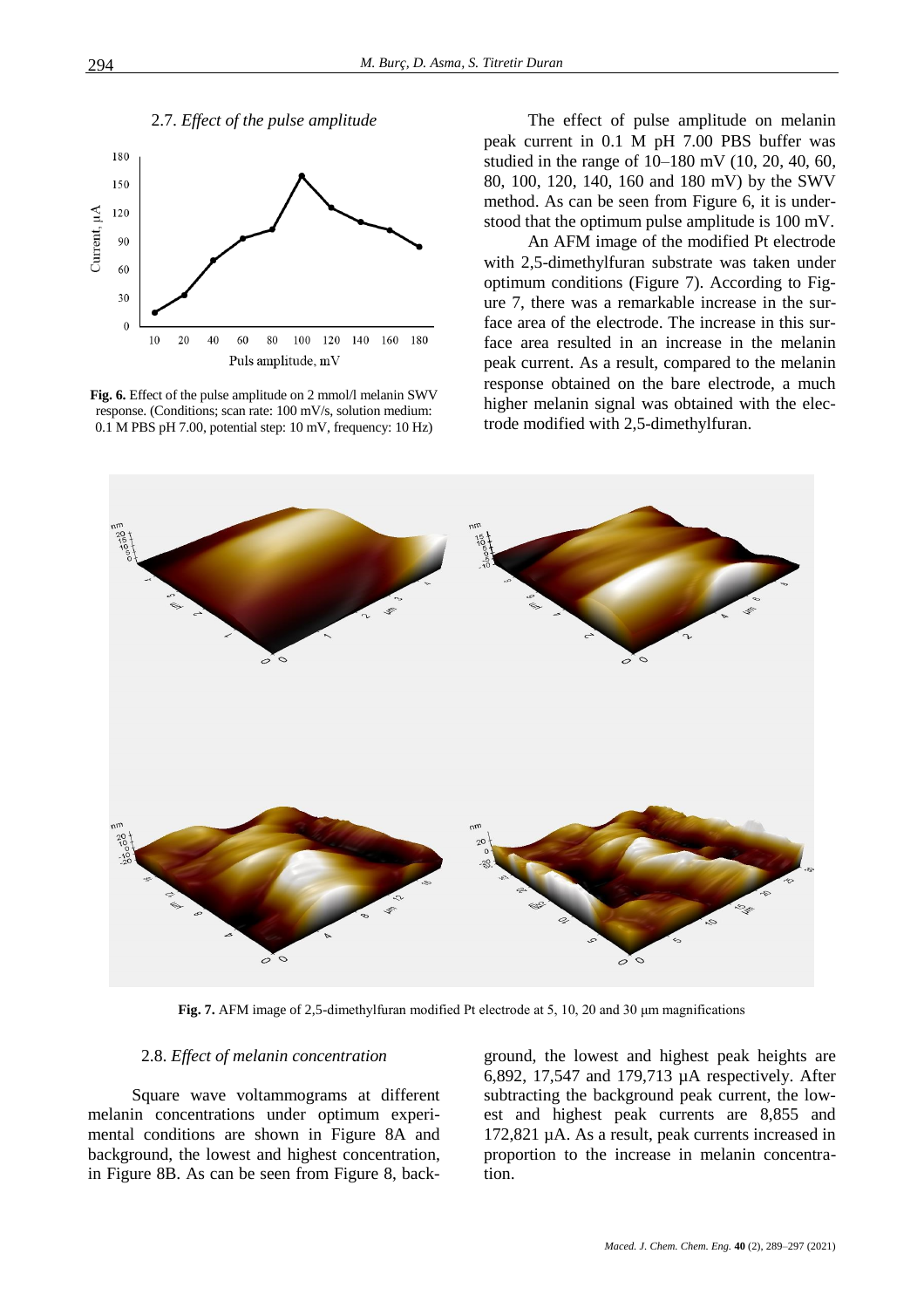### 2.7. *Effect of the pulse amplitude*

**Fig. 6.** Effect of the pulse amplitude on 2 mmol/l melanin SWV response. (Conditions; scan rate: 100 mV/s, solution medium: 0.1 M PBS pH 7.00, potential step: 10 mV, frequency: 10 Hz)

The effect of pulse amplitude on melanin peak current in 0.1 M pH 7.00 PBS buffer was studied in the range of 10–180 mV (10, 20, 40, 60, 80, 100, 120, 140, 160 and 180 mV) by the SWV method. As can be seen from Figure 6, it is understood that the optimum pulse amplitude is 100 mV.

An AFM image of the modified Pt electrode with 2,5-dimethylfuran substrate was taken under optimum conditions (Figure 7). According to Figure 7, there was a remarkable increase in the surface area of the electrode. The increase in this surface area resulted in an increase in the melanin peak current. As a result, compared to the melanin response obtained on the bare electrode, a much higher melanin signal was obtained with the electrode modified with 2,5-dimethylfuran.

**Fig. 7.** AFM image of 2,5-dimethylfuran modified Pt electrode at 5, 10, 20 and 30 μm magnifications

### 2.8. *Effect of melanin concentration*

Square wave voltammograms at different melanin concentrations under optimum experimental conditions are shown in Figure 8A and background, the lowest and highest concentration, in Figure 8B. As can be seen from Figure 8, background, the lowest and highest peak heights are 6,892, 17,547 and 179,713 µA respectively. After subtracting the background peak current, the lowest and highest peak currents are 8,855 and 172,821 µA. As a result, peak currents increased in proportion to the increase in melanin concentration.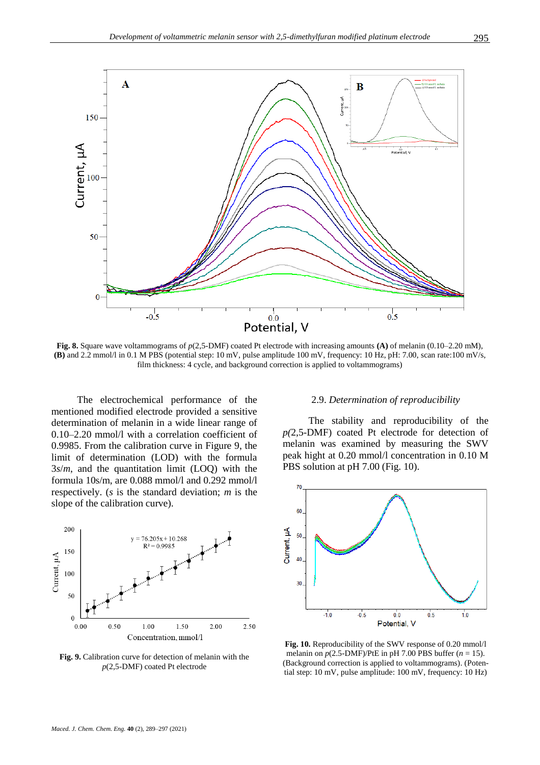Fig. 8. Square wave voltammograms of $p$(2,5-DMF) coated Pt electrode with increasing amounts **(A)** of melanin (0.10–2.20 mM), **(B)** and 2.2 mmol/l in 0.1 M PBS (potential step: 10 mV, pulse amplitude 100 mV, frequency: 10 Hz, pH: 7.00, scan rate:100 mV/s, film thickness: 4 cycle, and background correction is applied to voltammograms)

The electrochemical performance of the mentioned modified electrode provided a sensitive determination of melanin in a wide linear range of 0.10–2.20 mmol/l with a correlation coefficient of 0.9985. From the calibration curve in Figure 9, the limit of determination (LOD) with the formula $3s/m$, and the quantitation limit (LOQ) with the formula $10s/m$, are 0.088 mmol/l and 0.292 mmol/l respectively. ($s$ is the standard deviation; $m$ is the slope of the calibration curve).

**Fig. 9.** Calibration curve for detection of melanin with the $p$(2,5-DMF) coated Pt electrode

### 2.9. *Determination of reproducibility*

The stability and reproducibility of the $p$(2,5-DMF) coated Pt electrode for detection of melanin was examined by measuring the SWV peak hight at 0.20 mmol/l concentration in 0.10 M PBS solution at pH 7.00 (Fig. 10).

**Fig. 10.** Reproducibility of the SWV response of 0.20 mmol/l melanin on $p$(2.5-DMF)/PtE in pH 7.00 PBS buffer ($n$ = 15). (Background correction is applied to voltammograms). (Potential step: 10 mV, pulse amplitude: 100 mV, frequency: 10 Hz)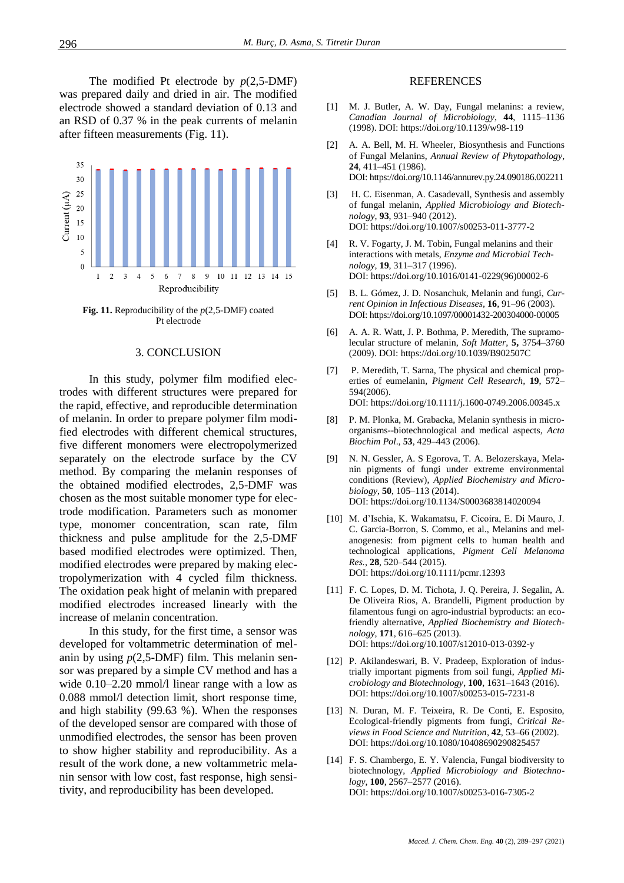The modified Pt electrode by *p*(2,5-DMF) was prepared daily and dried in air. The modified electrode showed a standard deviation of 0.13 and an RSD of 0.37 % in the peak currents of melanin after fifteen measurements (Fig. 11).

**Fig. 11.** Reproducibility of the *p*(2,5-DMF) coated Pt electrode

## 3. CONCLUSION

In this study, polymer film modified electrodes with different structures were prepared for the rapid, effective, and reproducible determination of melanin. In order to prepare polymer film modified electrodes with different chemical structures, five different monomers were electropolymerized separately on the electrode surface by the CV method. By comparing the melanin responses of the obtained modified electrodes, 2,5-DMF was chosen as the most suitable monomer type for electrode modification. Parameters such as monomer type, monomer concentration, scan rate, film thickness and pulse amplitude for the 2,5-DMF based modified electrodes were optimized. Then, modified electrodes were prepared by making electropolymerization with 4 cycled film thickness. The oxidation peak hight of melanin with prepared modified electrodes increased linearly with the increase of melanin concentration.

In this study, for the first time, a sensor was developed for voltammetric determination of melanin by using *p*(2,5-DMF) film. This melanin sensor was prepared by a simple CV method and has a wide 0.10–2.20 mmol/l linear range with a low as 0.088 mmol/l detection limit, short response time, and high stability (99.63 %). When the responses of the developed sensor are compared with those of unmodified electrodes, the sensor has been proven to show higher stability and reproducibility. As a result of the work done, a new voltammetric melanin sensor with low cost, fast response, high sensitivity, and reproducibility has been developed.

## REFERENCES

[1] M. J. Butler, A. W. Day, Fungal melanins: a review, *Canadian Journal of Microbiology*, **44**, 1115–1136 (1998). DOI: https://doi.org/10.1139/w98-119

[2] A. A. Bell, M. H. Wheeler, Biosynthesis and Functions of Fungal Melanins, *Annual Review of Phytopathology*, **24**, 411–451 (1986). DOI: https://doi.org/10.1146/annurev.py.24.090186.002211

[3] H. C. Eisenman, A. Casadevall, Synthesis and assembly of fungal melanin, *Applied Microbiology and Biotechnology*, **93**, 931–940 (2012). DOI: https://doi.org/10.1007/s00253-011-3777-2

[4] R. V. Fogarty, J. M. Tobin, Fungal melanins and their interactions with metals, *Enzyme and Microbial Technology*, **19**, 311–317 (1996). DOI: https://doi.org/10.1016/0141-0229(96)00002-6

[5] B. L. Gómez, J. D. Nosanchuk, Melanin and fungi, *Current Opinion in Infectious Diseases*, **16**, 91–96 (2003). DOI: https://doi.org/10.1097/00001432-200304000-00005

[6] A. A. R. Watt, J. P. Bothma, P. Meredith, The supramolecular structure of melanin, *Soft Matter*, **5,** 3754–3760 (2009). DOI: https://doi.org/10.1039/B902507C

[7] P. Meredith, T. Sarna, The physical and chemical properties of eumelanin, *Pigment Cell Research*, **19**, 572–594(2006). DOI: https://doi.org/10.1111/j.1600-0749.2006.00345.x

[8] P. M. Plonka, M. Grabacka, Melanin synthesis in microorganisms--biotechnological and medical aspects, *Acta Biochim Pol*., **53**, 429–443 (2006).

[9] N. N. Gessler, A. S Egorova, T. A. Belozerskaya, Melanin pigments of fungi under extreme environmental conditions (Review), *Applied Biochemistry and Microbiology*, **50**, 105–113 (2014). DOI: https://doi.org/10.1134/S0003683814020094

[10] M. d'Ischia, K. Wakamatsu, F. Cicoira, E. Di Mauro, J. C. Garcia-Borron, S. Commo, et al., Melanins and melanogenesis: from pigment cells to human health and technological applications, *Pigment Cell Melanoma Res.*, **28**, 520–544 (2015). DOI: https://doi.org/10.1111/pcmr.12393

[11] F. C. Lopes, D. M. Tichota, J. Q. Pereira, J. Segalin, A. De Oliveira Rios, A. Brandelli, Pigment production by filamentous fungi on agro-industrial byproducts: an eco-friendly alternative, *Applied Biochemistry and Biotechnology*, **171**, 616–625 (2013). DOI: https://doi.org/10.1007/s12010-013-0392-y

[12] P. Akilandeswari, B. V. Pradeep, Exploration of industrially important pigments from soil fungi, *Applied Microbiology and Biotechnology*, **100**, 1631–1643 (2016). DOI: https://doi.org/10.1007/s00253-015-7231-8

[13] N. Duran, M. F. Teixeira, R. De Conti, E. Esposito, Ecological-friendly pigments from fungi, *Critical Reviews in Food Science and Nutrition*, **42**, 53–66 (2002). DOI: https://doi.org/10.1080/10408690290825457

[14] F. S. Chambergo, E. Y. Valencia, Fungal biodiversity to biotechnology, *Applied Microbiology and Biotechnology*, **100**, 2567–2577 (2016). DOI: https://doi.org/10.1007/s00253-016-7305-2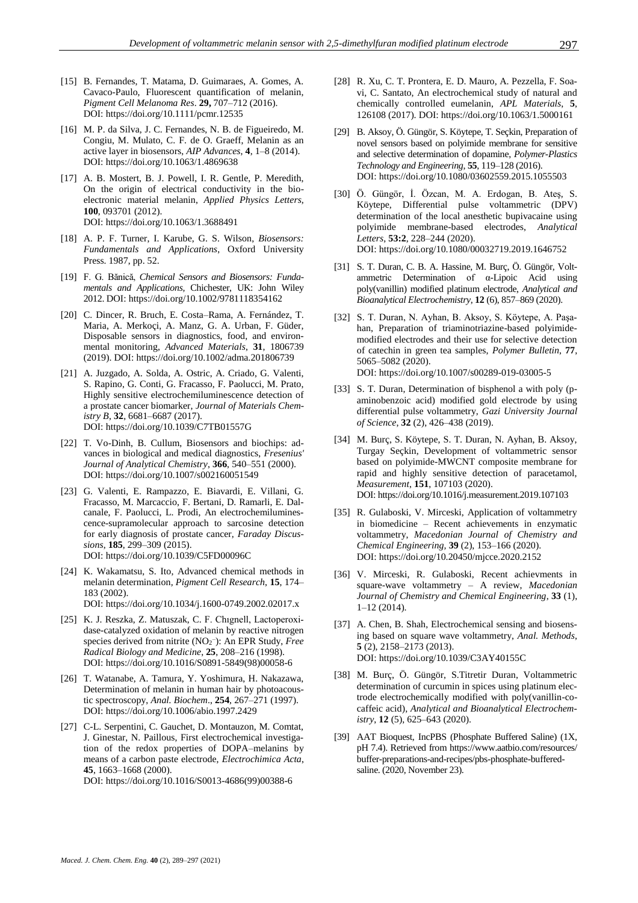[15] B. Fernandes, T. Matama, D. Guimaraes, A. Gomes, A. Cavaco-Paulo, Fluorescent quantification of melanin, *Pigment Cell Melanoma Res*. **29,** 707–712 (2016). DOI: https://doi.org/10.1111/pcmr.12535

[16] M. P. da Silva, J. C. Fernandes, N. B. de Figueiredo, M. Congiu, M. Mulato, C. F. de O. Graeff, Melanin as an active layer in biosensors, *AIP Advances*, **4**, 1–8 (2014). DOI: https://doi.org/10.1063/1.4869638

[17] A. B. Mostert, B. J. Powell, I. R. Gentle, P. Meredith, On the origin of electrical conductivity in the bioelectronic material melanin, *Applied Physics Letters*, **100**, 093701 (2012). DOI: https://doi.org/10.1063/1.3688491

[18] A. P. F. Turner, I. Karube, G. S. Wilson, *Biosensors: Fundamentals and Applications*, Oxford University Press. 1987, pp. 52.

[19] F. G. Bănică, *Chemical Sensors and Biosensors: Fundamentals and Applications*, Chichester, UK: John Wiley 2012. DOI: https://doi.org/10.1002/9781118354162

[20] C. Dincer, R. Bruch, E. Costa–Rama, A. Fernández, T. Maria, A. Merkoçi, A. Manz, G. A. Urban, F. Güder, Disposable sensors in diagnostics, food, and environmental monitoring, *Advanced Materials*, **31**, 1806739 (2019). DOI: https://doi.org/10.1002/adma.201806739

[21] A. Juzgado, A. Solda, A. Ostric, A. Criado, G. Valenti, S. Rapino, G. Conti, G. Fracasso, F. Paolucci, M. Prato, Highly sensitive electrochemiluminescence detection of a prostate cancer biomarker, *Journal of Materials Chemistry B*, **32**, 6681–6687 (2017). DOI: https://doi.org/10.1039/C7TB01557G

[22] T. Vo-Dinh, B. Cullum, Biosensors and biochips: advances in biological and medical diagnostics, *Fresenius' Journal of Analytical Chemistry*, **366**, 540–551 (2000). DOI: https://doi.org/10.1007/s002160051549

[23] G. Valenti, E. Rampazzo, E. Biavardi, E. Villani, G. Fracasso, M. Marcaccio, F. Bertani, D. Ramarli, E. Dalcanale, F. Paolucci, L. Prodi, An electrochemiluminescence-supramolecular approach to sarcosine detection for early diagnosis of prostate cancer, *Faraday Discussions*, **185**, 299–309 (2015). DOI: https://doi.org/10.1039/C5FD00096C

[24] K. Wakamatsu, S. Ito, Advanced chemical methods in melanin determination, *Pigment Cell Research*, **15**, 174–183 (2002). DOI: https://doi.org/10.1034/j.1600-0749.2002.02017.x

[25] K. J. Reszka, Z. Matuszak, C. F. Chignell, Lactoperoxidase-catalyzed oxidation of melanin by reactive nitrogen species derived from nitrite ($NO_2^-$): An EPR Study, *Free Radical Biology and Medicine*, **25**, 208–216 (1998). DOI: https://doi.org/10.1016/S0891-5849(98)00058-6

[26] T. Watanabe, A. Tamura, Y. Yoshimura, H. Nakazawa, Determination of melanin in human hair by photoacoustic spectroscopy, *Anal. Biochem*., **254**, 267–271 (1997). DOI: https://doi.org/10.1006/abio.1997.2429

[27] C-L. Serpentini, C. Gauchet, D. Montauzon, M. Comtat, J. Ginestar, N. Paillous, First electrochemical investigation of the redox properties of DOPA–melanins by means of a carbon paste electrode, *Electrochimica Acta*, **45**, 1663–1668 (2000). DOI: https://doi.org/10.1016/S0013-4686(99)00388-6

[28] R. Xu, C. T. Prontera, E. D. Mauro, A. Pezzella, F. Soavi, C. Santato, An electrochemical study of natural and chemically controlled eumelanin, *APL Materials*, **5**, 126108 (2017). DOI: https://doi.org/10.1063/1.5000161

[29] B. Aksoy, Ö. Güngör, S. Köytepe, T. Seçkin, Preparation of novel sensors based on polyimide membrane for sensitive and selective determination of dopamine, *Polymer-Plastics Technology and Engineering*, **55**, 119–128 (2016). DOI: https://doi.org/10.1080/03602559.2015.1055503

[30] Ö. Güngör, İ. Özcan, M. A. Erdogan, B. Ateş, S. Köytepe, Differential pulse voltammetric (DPV) determination of the local anesthetic bupivacaine using polyimide membrane-based electrodes, *Analytical Letters*, **53:2**, 228–244 (2020). DOI: https://doi.org/10.1080/00032719.2019.1646752

[31] S. T. Duran, C. B. A. Hassine, M. Burç, Ö. Güngör, Voltammetric Determination of α-Lipoic Acid using poly(vanillin) modified platinum electrode, *Analytical and Bioanalytical Electrochemistry*, **12** (6), 857–869 (2020).

[32] S. T. Duran, N. Ayhan, B. Aksoy, S. Köytepe, A. Paşahan, Preparation of triaminotriazine-based polyimide-modified electrodes and their use for selective detection of catechin in green tea samples, *Polymer Bulletin*, **77**, 5065–5082 (2020). DOI: https://doi.org/10.1007/s00289-019-03005-5

[33] S. T. Duran, Determination of bisphenol a with poly (p-aminobenzoic acid) modified gold electrode by using differential pulse voltammetry, *Gazi University Journal of Science*, **32** (2), 426–438 (2019).

[34] M. Burç, S. Köytepe, S. T. Duran, N. Ayhan, B. Aksoy, Turgay Seçkin, Development of voltammetric sensor based on polyimide-MWCNT composite membrane for rapid and highly sensitive detection of paracetamol, *Measurement*, **151**, 107103 (2020). DOI: https://doi.org/10.1016/j.measurement.2019.107103

[35] R. Gulaboski, V. Mirceski, Application of voltammetry in biomedicine – Recent achievements in enzymatic voltammetry, *Macedonian Journal of Chemistry and Chemical Engineering*, **39** (2), 153–166 (2020). DOI: https://doi.org/10.20450/mjcce.2020.2152

[36] V. Mirceski, R. Gulaboski, Recent achievments in square-wave voltammetry – A review, *Macedonian Journal of Chemistry and Chemical Engineering*, **33** (1), 1–12 (2014).

[37] A. Chen, B. Shah, Electrochemical sensing and biosensing based on square wave voltammetry, *Anal. Methods*, **5** (2), 2158–2173 (2013). DOI: https://doi.org/10.1039/C3AY40155C

[38] M. Burç, Ö. Güngör, S.Titretir Duran, Voltammetric determination of curcumin in spices using platinum electrode electrochemically modified with poly(vanillin-co-caffeic acid), *Analytical and Bioanalytical Electrochemistry*, **12** (5), 625–643 (2020).

[39] AAT Bioquest, IncPBS (Phosphate Buffered Saline) (1X, pH 7.4). Retrieved from https://www.aatbio.com/resources/buffer-preparations-and-recipes/pbs-phosphate-buffered-saline. (2020, November 23).